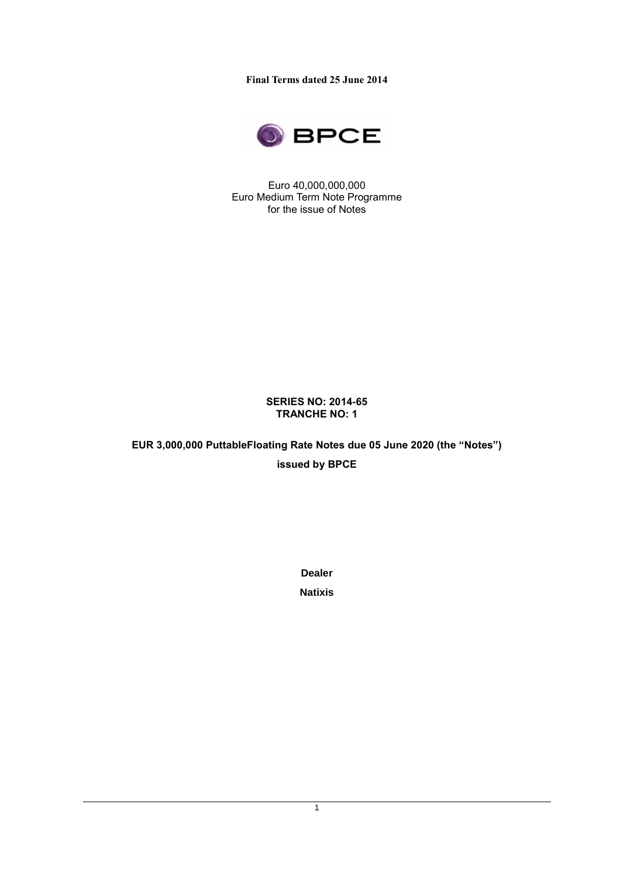**Final Terms dated 25 June 2014**

BPCE

Euro 40,000,000,000
Euro Medium Term Note Programme
for the issue of Notes

**SERIES NO: 2014-65**
**TRANCHE NO: 1**

**EUR 3,000,000 PuttableFloating Rate Notes due 05 June 2020 (the "Notes")**

**issued by BPCE**

**Dealer**

**Natixis**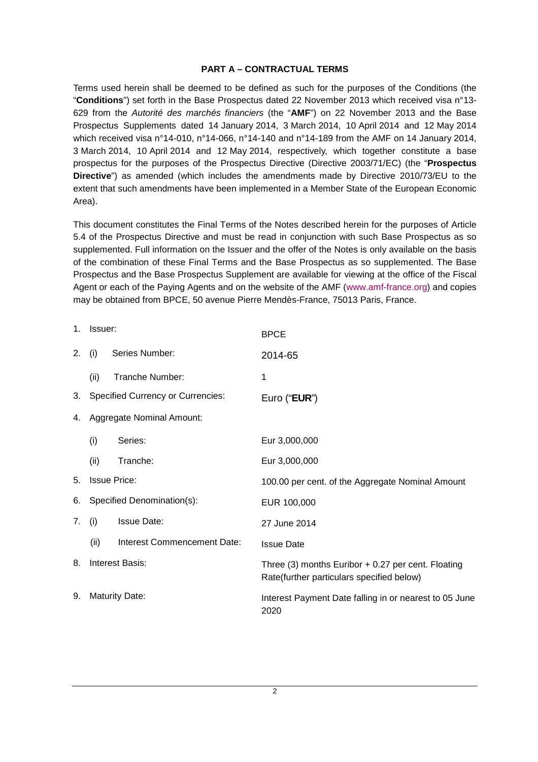## PART A – CONTRACTUAL TERMS

Terms used herein shall be deemed to be defined as such for the purposes of the Conditions (the "**Conditions**") set forth in the Base Prospectus dated 22 November 2013 which received visa n°13-629 from the *Autorité des marchés financiers* (the "**AMF**") on 22 November 2013 and the Base Prospectus Supplements dated 14 January 2014, 3 March 2014, 10 April 2014 and 12 May 2014 which received visa n°14-010, n°14-066, n°14-140 and n°14-189 from the AMF on 14 January 2014, 3 March 2014, 10 April 2014 and 12 May 2014, respectively, which together constitute a base prospectus for the purposes of the Prospectus Directive (Directive 2003/71/EC) (the "**Prospectus Directive**") as amended (which includes the amendments made by Directive 2010/73/EU to the extent that such amendments have been implemented in a Member State of the European Economic Area).

This document constitutes the Final Terms of the Notes described herein for the purposes of Article 5.4 of the Prospectus Directive and must be read in conjunction with such Base Prospectus as so supplemented. Full information on the Issuer and the offer of the Notes is only available on the basis of the combination of these Final Terms and the Base Prospectus as so supplemented. The Base Prospectus and the Base Prospectus Supplement are available for viewing at the office of the Fiscal Agent or each of the Paying Agents and on the website of the AMF (www.amf-france.org) and copies may be obtained from BPCE, 50 avenue Pierre Mendès-France, 75013 Paris, France.

| | | |
|---|---|---|
| 1. | Issuer: | BPCE |
| 2. | (i) Series Number: | 2014-65 |
| | (ii) Tranche Number: | 1 |
| 3. | Specified Currency or Currencies: | Euro ("**EUR**") |
| 4. | Aggregate Nominal Amount: | |
| | (i) Series: | Eur 3,000,000 |
| | (ii) Tranche: | Eur 3,000,000 |
| 5. | Issue Price: | 100.00 per cent. of the Aggregate Nominal Amount |
| 6. | Specified Denomination(s): | EUR 100,000 |
| 7. | (i) Issue Date: | 27 June 2014 |
| | (ii) Interest Commencement Date: | Issue Date |
| 8. | Interest Basis: | Three (3) months Euribor + 0.27 per cent. Floating Rate(further particulars specified below) |
| 9. | Maturity Date: | Interest Payment Date falling in or nearest to 05 June 2020 |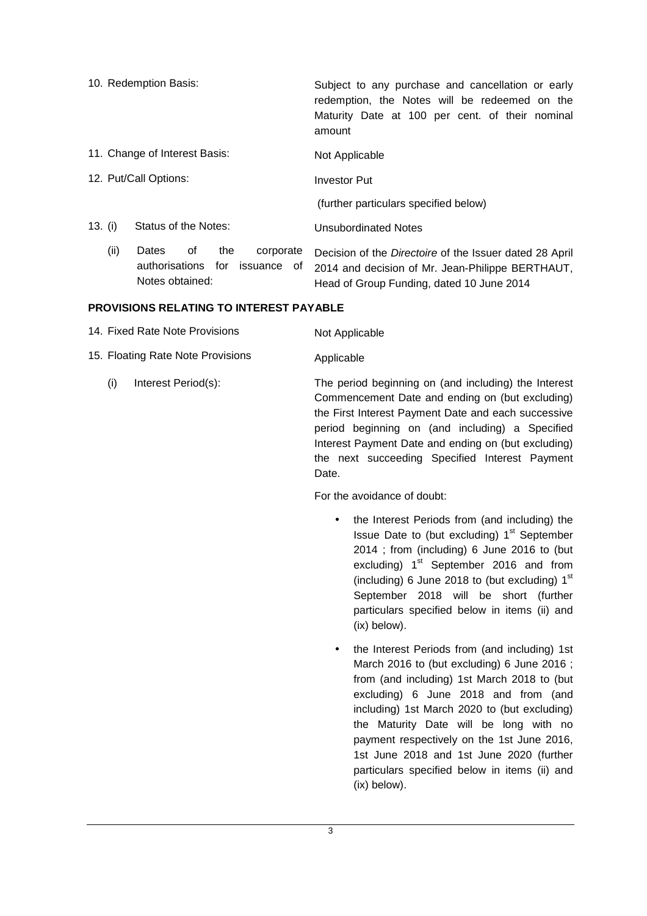| | |
|---|---|
| 10. Redemption Basis: | Subject to any purchase and cancellation or early redemption, the Notes will be redeemed on the Maturity Date at 100 per cent. of their nominal amount |
| 11. Change of Interest Basis: | Not Applicable |
| 12. Put/Call Options: | Investor Put<br><br>(further particulars specified below) |
| 13. (i) Status of the Notes: | Unsubordinated Notes |
| (ii) Dates of the corporate authorisations for issuance of Notes obtained: | Decision of the *Directoire* of the Issuer dated 28 April 2014 and decision of Mr. Jean-Philippe BERTHAUT, Head of Group Funding, dated 10 June 2014 |

## PROVISIONS RELATING TO INTEREST PAYABLE

| | |
|---|---|
| 14. Fixed Rate Note Provisions | Not Applicable |
| 15. Floating Rate Note Provisions | Applicable |

(i) Interest Period(s):

The period beginning on (and including) the Interest Commencement Date and ending on (but excluding) the First Interest Payment Date and each successive period beginning on (and including) a Specified Interest Payment Date and ending on (but excluding) the next succeeding Specified Interest Payment Date.

For the avoidance of doubt:

- the Interest Periods from (and including) the Issue Date to (but excluding) 1st September 2014 ; from (including) 6 June 2016 to (but excluding) 1st September 2016 and from (including) 6 June 2018 to (but excluding) 1st September 2018 will be short (further particulars specified below in items (ii) and (ix) below).
- the Interest Periods from (and including) 1st March 2016 to (but excluding) 6 June 2016 ; from (and including) 1st March 2018 to (but excluding) 6 June 2018 and from (and including) 1st March 2020 to (but excluding) the Maturity Date will be long with no payment respectively on the 1st June 2016, 1st June 2018 and 1st June 2020 (further particulars specified below in items (ii) and (ix) below).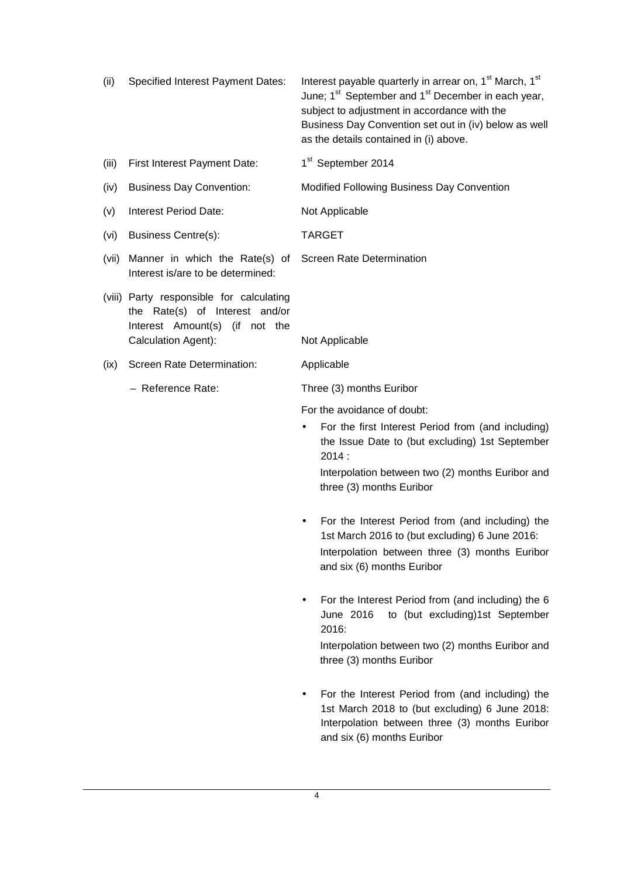| | | |
|---|---|---|
| (ii) | Specified Interest Payment Dates: | Interest payable quarterly in arrear on, 1st March, 1st June; 1st September and 1st December in each year, subject to adjustment in accordance with the Business Day Convention set out in (iv) below as well as the details contained in (i) above. |
| (iii) | First Interest Payment Date: | 1st September 2014 |
| (iv) | Business Day Convention: | Modified Following Business Day Convention |
| (v) | Interest Period Date: | Not Applicable |
| (vi) | Business Centre(s): | TARGET |
| (vii) | Manner in which the Rate(s) of Interest is/are to be determined: | Screen Rate Determination |
| (viii) | Party responsible for calculating the Rate(s) of Interest and/or Interest Amount(s) (if not the Calculation Agent): | Not Applicable |
| (ix) | Screen Rate Determination: | Applicable |
| | – Reference Rate: | Three (3) months Euribor |

For the avoidance of doubt:

- For the first Interest Period from (and including) the Issue Date to (but excluding) 1st September 2014 :

  Interpolation between two (2) months Euribor and three (3) months Euribor

- For the Interest Period from (and including) the 1st March 2016 to (but excluding) 6 June 2016: Interpolation between three (3) months Euribor and six (6) months Euribor

- For the Interest Period from (and including) the 6 June 2016 to (but excluding)1st September 2016:

  Interpolation between two (2) months Euribor and three (3) months Euribor

- For the Interest Period from (and including) the 1st March 2018 to (but excluding) 6 June 2018: Interpolation between three (3) months Euribor and six (6) months Euribor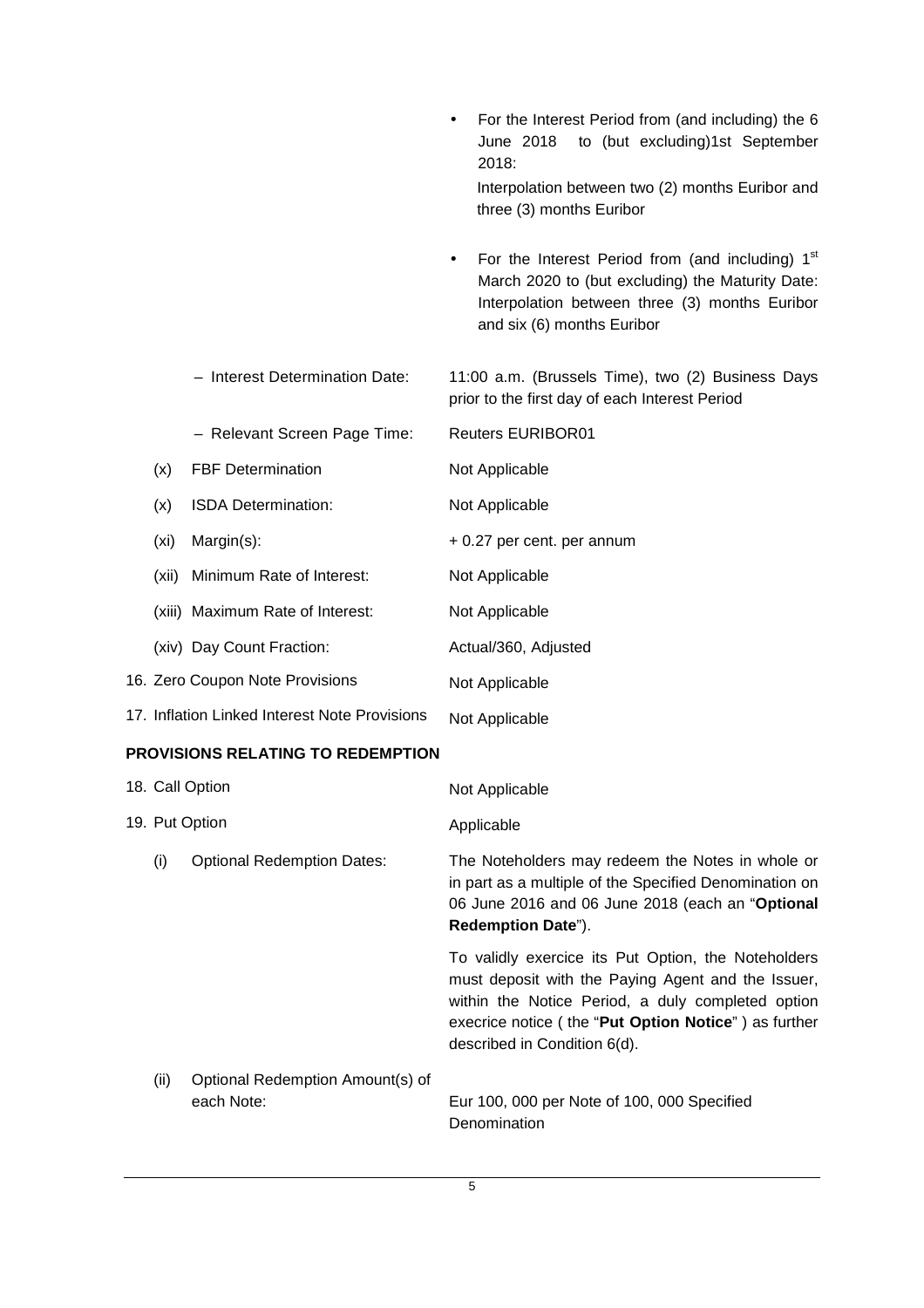| | |
|---|---|
| | • For the Interest Period from (and including) the 6 June 2018 to (but excluding)1st September 2018: Interpolation between two (2) months Euribor and three (3) months Euribor |
| | • For the Interest Period from (and including) 1st March 2020 to (but excluding) the Maturity Date: Interpolation between three (3) months Euribor and six (6) months Euribor |
| – Interest Determination Date: | 11:00 a.m. (Brussels Time), two (2) Business Days prior to the first day of each Interest Period |
| – Relevant Screen Page Time: | Reuters EURIBOR01 |
| (x) FBF Determination | Not Applicable |
| (x) ISDA Determination: | Not Applicable |
| (xi) Margin(s): | + 0.27 per cent. per annum |
| (xii) Minimum Rate of Interest: | Not Applicable |
| (xiii) Maximum Rate of Interest: | Not Applicable |
| (xiv) Day Count Fraction: | Actual/360, Adjusted |
| 16. Zero Coupon Note Provisions | Not Applicable |
| 17. Inflation Linked Interest Note Provisions | Not Applicable |

## PROVISIONS RELATING TO REDEMPTION

| | |
|---|---|
| 18. Call Option | Not Applicable |
| 19. Put Option | Applicable |
| (i) Optional Redemption Dates: | The Noteholders may redeem the Notes in whole or in part as a multiple of the Specified Denomination on 06 June 2016 and 06 June 2018 (each an "**Optional Redemption Date**"). To validly exercice its Put Option, the Noteholders must deposit with the Paying Agent and the Issuer, within the Notice Period, a duly completed option execrice notice ( the "**Put Option Notice**" ) as further described in Condition 6(d). |
| (ii) Optional Redemption Amount(s) of each Note: | Eur 100, 000 per Note of 100, 000 Specified Denomination |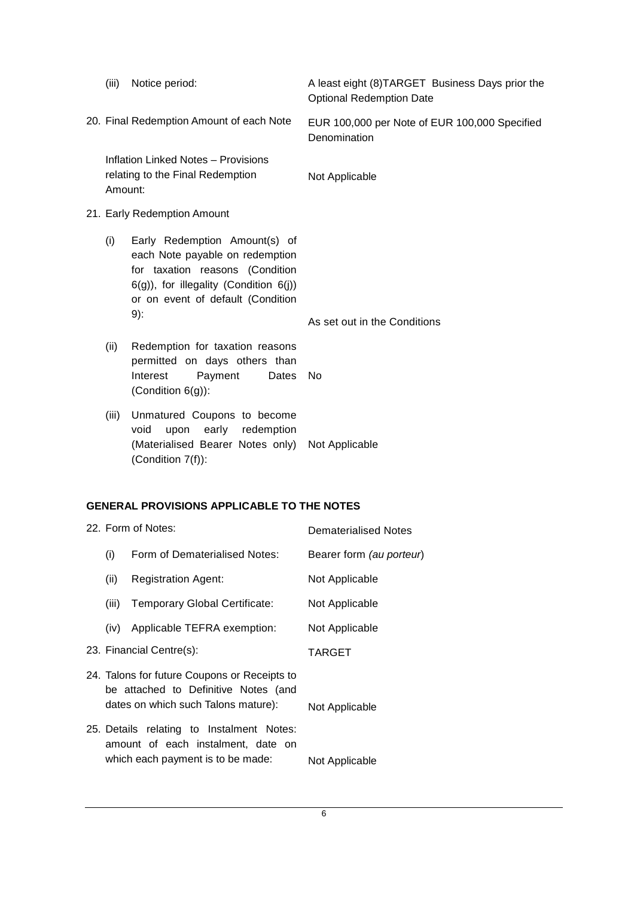| | |
|---|---|
| (iii) Notice period: | A least eight (8)TARGET Business Days prior the Optional Redemption Date |
| 20. Final Redemption Amount of each Note | EUR 100,000 per Note of EUR 100,000 Specified Denomination |
| Inflation Linked Notes – Provisions relating to the Final Redemption Amount: | Not Applicable |
| 21. Early Redemption Amount | |
| (i) Early Redemption Amount(s) of each Note payable on redemption for taxation reasons (Condition 6(g)), for illegality (Condition 6(j)) or on event of default (Condition 9): | As set out in the Conditions |
| (ii) Redemption for taxation reasons permitted on days others than Interest Payment Dates (Condition 6(g)): | No |
| (iii) Unmatured Coupons to become void upon early redemption (Materialised Bearer Notes only) (Condition 7(f)): | Not Applicable |

**GENERAL PROVISIONS APPLICABLE TO THE NOTES**

| | |
|---|---|
| 22. Form of Notes: | Dematerialised Notes |
| (i) Form of Dematerialised Notes: | Bearer form *(au porteur)* |
| (ii) Registration Agent: | Not Applicable |
| (iii) Temporary Global Certificate: | Not Applicable |
| (iv) Applicable TEFRA exemption: | Not Applicable |
| 23. Financial Centre(s): | TARGET |
| 24. Talons for future Coupons or Receipts to be attached to Definitive Notes (and dates on which such Talons mature): | Not Applicable |
| 25. Details relating to Instalment Notes: amount of each instalment, date on which each payment is to be made: | Not Applicable |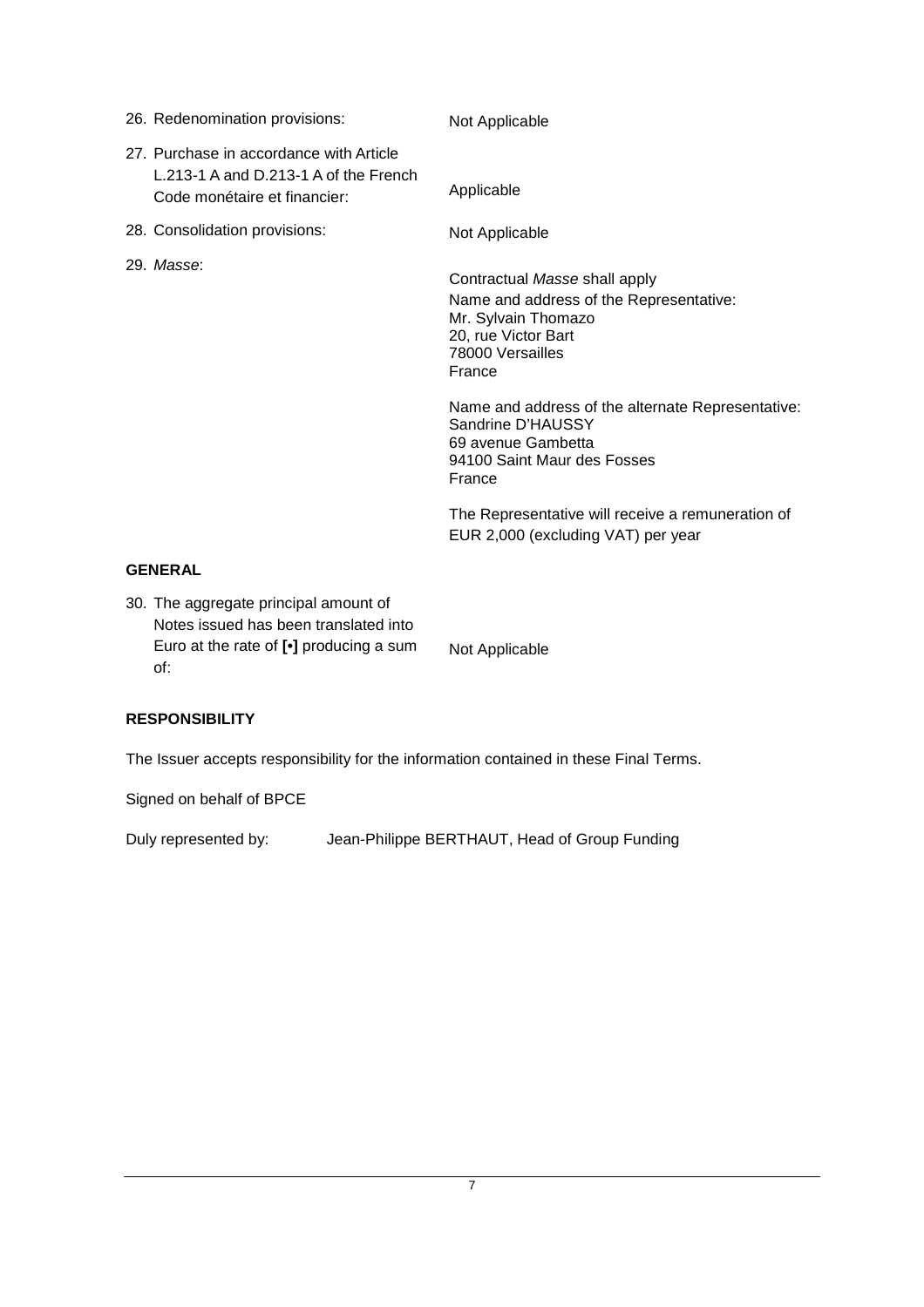| | |
|---|---|
| 26. Redenomination provisions: | Not Applicable |
| 27. Purchase in accordance with Article L.213-1 A and D.213-1 A of the French Code monétaire et financier: | Applicable |
| 28. Consolidation provisions: | Not Applicable |
| 29. *Masse*: | Contractual *Masse* shall apply<br>Name and address of the Representative:<br>Mr. Sylvain Thomazo<br>20, rue Victor Bart<br>78000 Versailles<br>France<br><br>Name and address of the alternate Representative:<br>Sandrine D'HAUSSY<br>69 avenue Gambetta<br>94100 Saint Maur des Fosses<br>France<br><br>The Representative will receive a remuneration of EUR 2,000 (excluding VAT) per year |

**GENERAL**

| | |
|---|---|
| 30. The aggregate principal amount of Notes issued has been translated into Euro at the rate of **[•]** producing a sum of: | Not Applicable |

**RESPONSIBILITY**

The Issuer accepts responsibility for the information contained in these Final Terms.

Signed on behalf of BPCE

Duly represented by: Jean-Philippe BERTHAUT, Head of Group Funding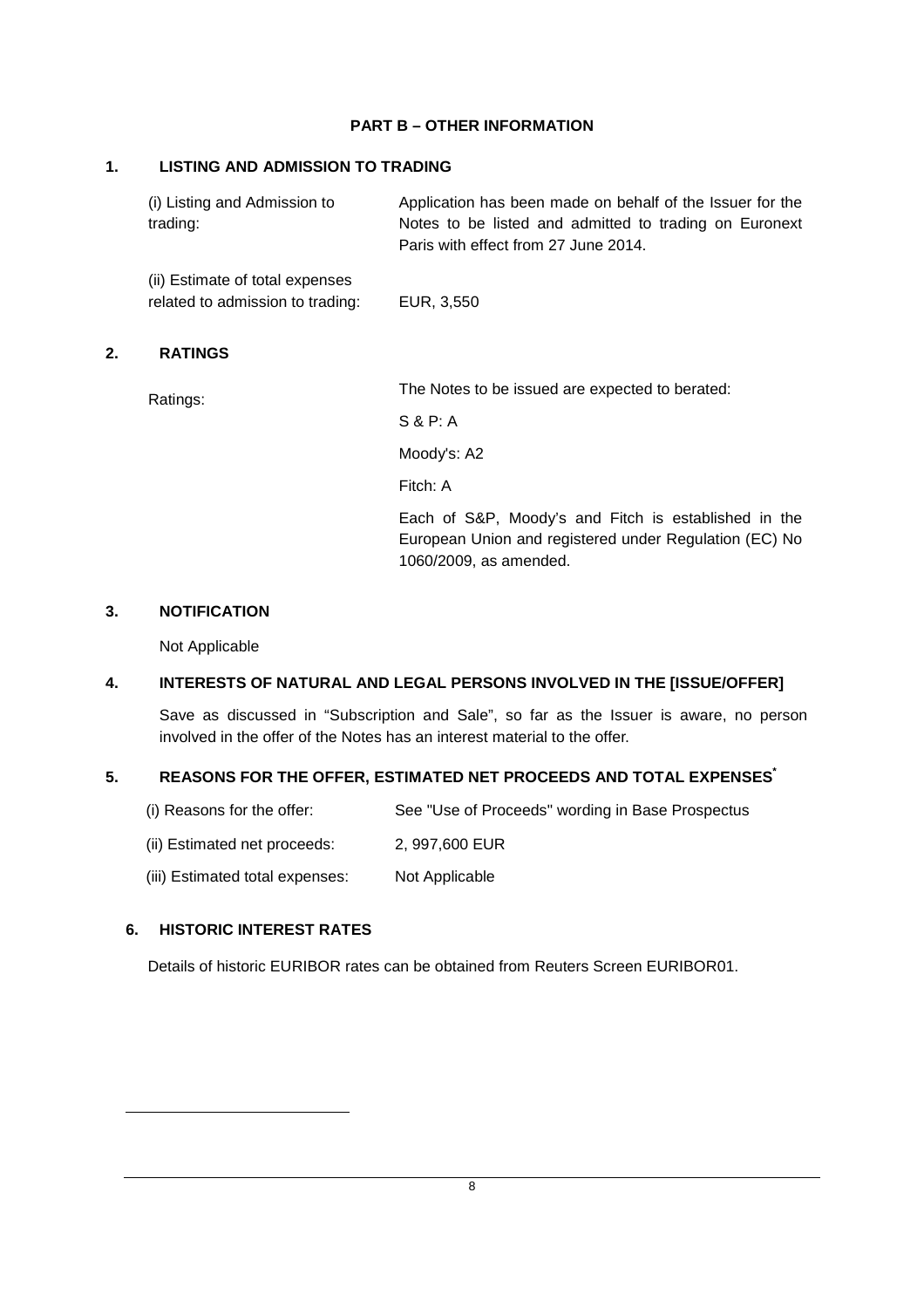## PART B – OTHER INFORMATION

### 1. LISTING AND ADMISSION TO TRADING

| | |
|---|---|
| (i) Listing and Admission to trading: | Application has been made on behalf of the Issuer for the Notes to be listed and admitted to trading on Euronext Paris with effect from 27 June 2014. |
| (ii) Estimate of total expenses related to admission to trading: | EUR, 3,550 |

### 2. RATINGS

| | |
|---|---|
| Ratings: | The Notes to be issued are expected to berated: |
| | S & P: A |
| | Moody's: A2 |
| | Fitch: A |
| | Each of S&P, Moody's and Fitch is established in the European Union and registered under Regulation (EC) No 1060/2009, as amended. |

### 3. NOTIFICATION

Not Applicable

### 4. INTERESTS OF NATURAL AND LEGAL PERSONS INVOLVED IN THE [ISSUE/OFFER]

Save as discussed in "Subscription and Sale", so far as the Issuer is aware, no person involved in the offer of the Notes has an interest material to the offer.

### 5. REASONS FOR THE OFFER, ESTIMATED NET PROCEEDS AND TOTAL EXPENSES*

| | |
|---|---|
| (i) Reasons for the offer: | See "Use of Proceeds" wording in Base Prospectus |
| (ii) Estimated net proceeds: | 2, 997,600 EUR |
| (iii) Estimated total expenses: | Not Applicable |

### 6. HISTORIC INTEREST RATES

Details of historic EURIBOR rates can be obtained from Reuters Screen EURIBOR01.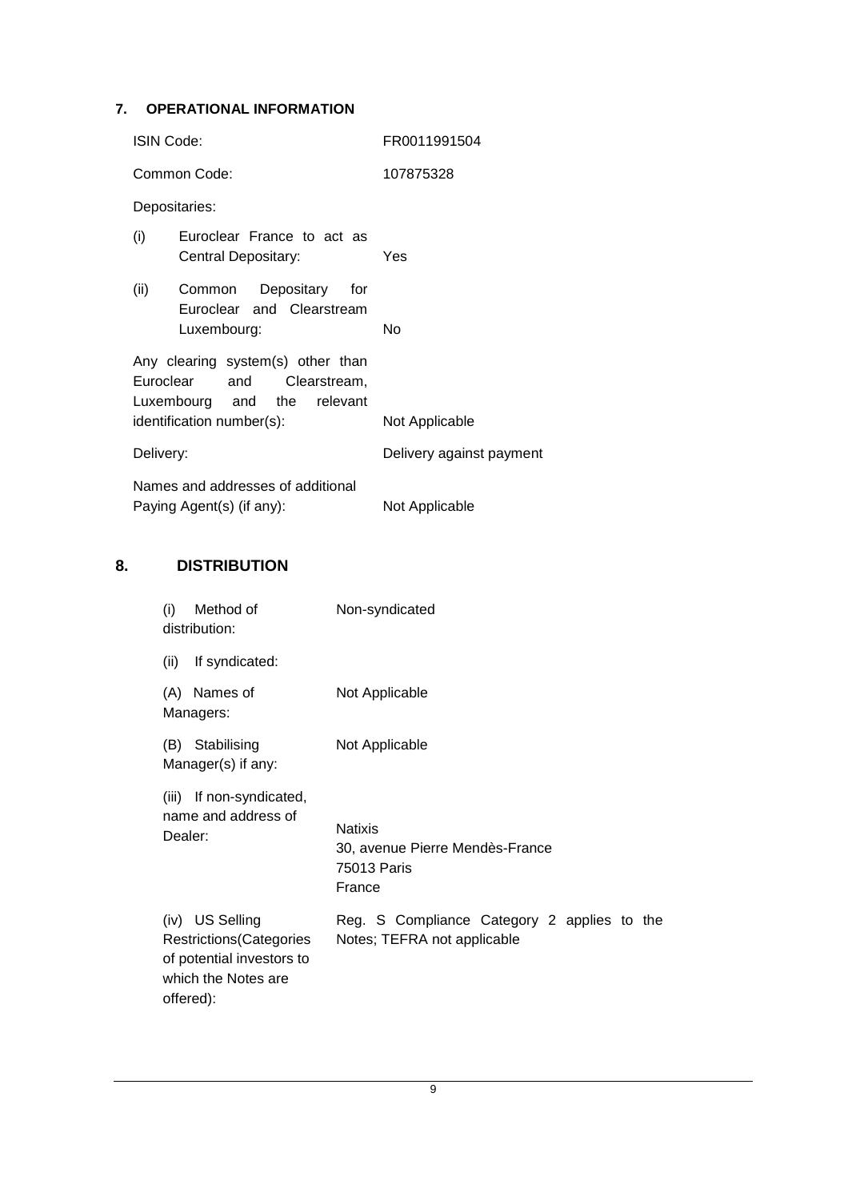## 7. OPERATIONAL INFORMATION

| | |
|---|---|
| ISIN Code: | FR0011991504 |
| Common Code: | 107875328 |
| Depositaries: | |
| (i) Euroclear France to act as Central Depositary: | Yes |
| (ii) Common Depositary for Euroclear and Clearstream Luxembourg: | No |
| Any clearing system(s) other than Euroclear and Clearstream, Luxembourg and the relevant identification number(s): | Not Applicable |
| Delivery: | Delivery against payment |
| Names and addresses of additional Paying Agent(s) (if any): | Not Applicable |

## 8. DISTRIBUTION

| | |
|---|---|
| (i) Method of distribution: | Non-syndicated |
| (ii) If syndicated: | |
| (A) Names of Managers: | Not Applicable |
| (B) Stabilising Manager(s) if any: | Not Applicable |
| (iii) If non-syndicated, name and address of Dealer: | Natixis<br>30, avenue Pierre Mendès-France<br>75013 Paris<br>France |
| (iv) US Selling Restrictions(Categories of potential investors to which the Notes are offered): | Reg. S Compliance Category 2 applies to the Notes; TEFRA not applicable |